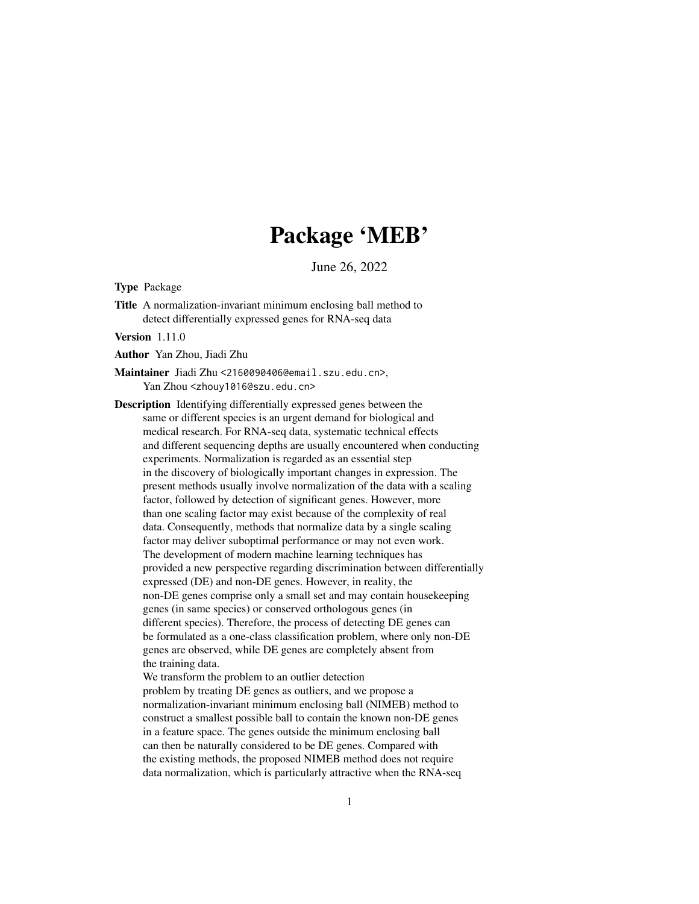# Package 'MEB'

June 26, 2022

**Type** Package

**Title** A normalization-invariant minimum enclosing ball method to detect differentially expressed genes for RNA-seq data

**Version** 1.11.0

**Author** Yan Zhou, Jiadi Zhu

**Maintainer** Jiadi Zhu <2160090406@email.szu.edu.cn>,
Yan Zhou <zhouy1016@szu.edu.cn>

**Description** Identifying differentially expressed genes between the same or different species is an urgent demand for biological and medical research. For RNA-seq data, systematic technical effects and different sequencing depths are usually encountered when conducting experiments. Normalization is regarded as an essential step in the discovery of biologically important changes in expression. The present methods usually involve normalization of the data with a scaling factor, followed by detection of significant genes. However, more than one scaling factor may exist because of the complexity of real data. Consequently, methods that normalize data by a single scaling factor may deliver suboptimal performance or may not even work. The development of modern machine learning techniques has provided a new perspective regarding discrimination between differentially expressed (DE) and non-DE genes. However, in reality, the non-DE genes comprise only a small set and may contain housekeeping genes (in same species) or conserved orthologous genes (in different species). Therefore, the process of detecting DE genes can be formulated as a one-class classification problem, where only non-DE genes are observed, while DE genes are completely absent from the training data.
We transform the problem to an outlier detection problem by treating DE genes as outliers, and we propose a normalization-invariant minimum enclosing ball (NIMEB) method to construct a smallest possible ball to contain the known non-DE genes in a feature space. The genes outside the minimum enclosing ball can then be naturally considered to be DE genes. Compared with the existing methods, the proposed NIMEB method does not require data normalization, which is particularly attractive when the RNA-seq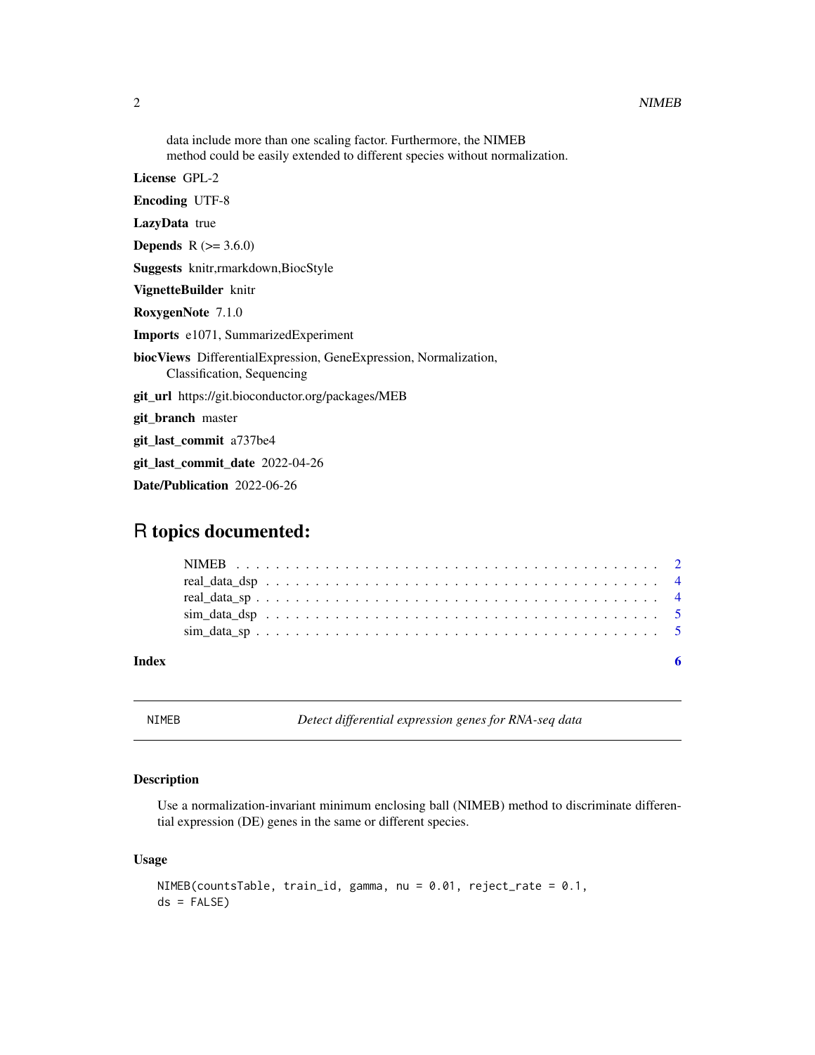data include more than one scaling factor. Furthermore, the NIMEB method could be easily extended to different species without normalization.

**License** GPL-2

**Encoding** UTF-8

**LazyData** true

**Depends** R (>= 3.6.0)

**Suggests** knitr,rmarkdown,BiocStyle

**VignetteBuilder** knitr

**RoxygenNote** 7.1.0

**Imports** e1071, SummarizedExperiment

**biocViews** DifferentialExpression, GeneExpression, Normalization, Classification, Sequencing

**git_url** https://git.bioconductor.org/packages/MEB

**git_branch** master

**git_last_commit** a737be4

**git_last_commit_date** 2022-04-26

**Date/Publication** 2022-06-26

# R topics documented:

- NIMEB . . . . . . . . . . . . . . . . . . . . . . . . . . . . . . . . . . . . . . . . 2
- real_data_dsp . . . . . . . . . . . . . . . . . . . . . . . . . . . . . . . . . . . . 4
- real_data_sp . . . . . . . . . . . . . . . . . . . . . . . . . . . . . . . . . . . . . 4
- sim_data_dsp . . . . . . . . . . . . . . . . . . . . . . . . . . . . . . . . . . . . 5
- sim_data_sp . . . . . . . . . . . . . . . . . . . . . . . . . . . . . . . . . . . . . 5

**Index** 6

---

## NIMEB — *Detect differential expression genes for RNA-seq data*

### Description

Use a normalization-invariant minimum enclosing ball (NIMEB) method to discriminate differential expression (DE) genes in the same or different species.

### Usage

```
NIMEB(countsTable, train_id, gamma, nu = 0.01, reject_rate = 0.1,
ds = FALSE)
```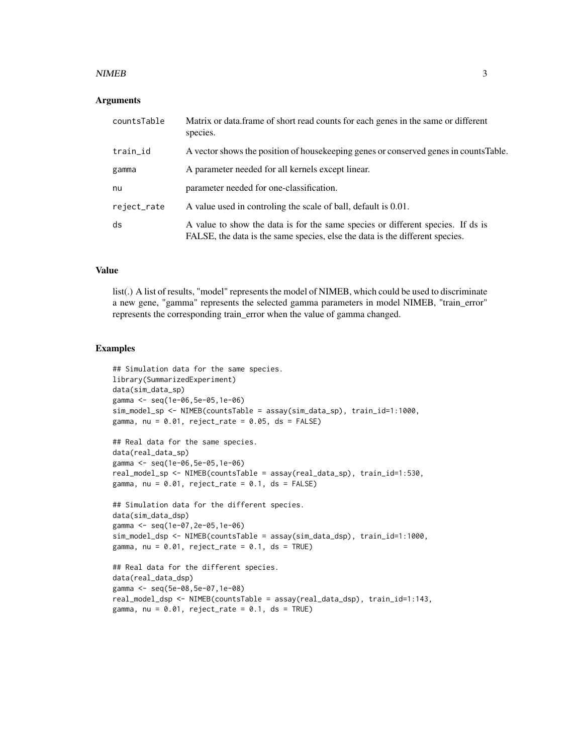### Arguments

| | |
|---|---|
| countsTable | Matrix or data.frame of short read counts for each genes in the same or different species. |
| train_id | A vector shows the position of housekeeping genes or conserved genes in countsTable. |
| gamma | A parameter needed for all kernels except linear. |
| nu | parameter needed for one-classification. |
| reject_rate | A value used in controling the scale of ball, default is 0.01. |
| ds | A value to show the data is for the same species or different species. If ds is FALSE, the data is the same species, else the data is the different species. |

### Value

list(.) A list of results, "model" represents the model of NIMEB, which could be used to discriminate a new gene, "gamma" represents the selected gamma parameters in model NIMEB, "train_error" represents the corresponding train_error when the value of gamma changed.

### Examples

```
## Simulation data for the same species.
library(SummarizedExperiment)
data(sim_data_sp)
gamma <- seq(1e-06,5e-05,1e-06)
sim_model_sp <- NIMEB(countsTable = assay(sim_data_sp), train_id=1:1000,
gamma, nu = 0.01, reject_rate = 0.05, ds = FALSE)

## Real data for the same species.
data(real_data_sp)
gamma <- seq(1e-06,5e-05,1e-06)
real_model_sp <- NIMEB(countsTable = assay(real_data_sp), train_id=1:530,
gamma, nu = 0.01, reject_rate = 0.1, ds = FALSE)

## Simulation data for the different species.
data(sim_data_dsp)
gamma <- seq(1e-07,2e-05,1e-06)
sim_model_dsp <- NIMEB(countsTable = assay(sim_data_dsp), train_id=1:1000,
gamma, nu = 0.01, reject_rate = 0.1, ds = TRUE)

## Real data for the different species.
data(real_data_dsp)
gamma <- seq(5e-08,5e-07,1e-08)
real_model_dsp <- NIMEB(countsTable = assay(real_data_dsp), train_id=1:143,
gamma, nu = 0.01, reject_rate = 0.1, ds = TRUE)
```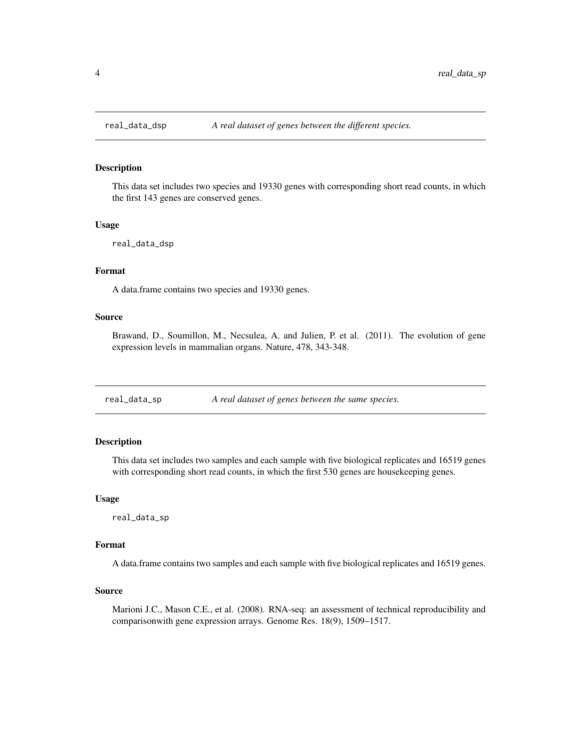## real_data_dsp — *A real dataset of genes between the different species.*

### Description

This data set includes two species and 19330 genes with corresponding short read counts, in which the first 143 genes are conserved genes.

### Usage

```
real_data_dsp
```

### Format

A data.frame contains two species and 19330 genes.

### Source

Brawand, D., Soumillon, M., Necsulea, A. and Julien, P. et al. (2011). The evolution of gene expression levels in mammalian organs. Nature, 478, 343-348.

## real_data_sp — *A real dataset of genes between the same species.*

### Description

This data set includes two samples and each sample with five biological replicates and 16519 genes with corresponding short read counts, in which the first 530 genes are housekeeping genes.

### Usage

```
real_data_sp
```

### Format

A data.frame contains two samples and each sample with five biological replicates and 16519 genes.

### Source

Marioni J.C., Mason C.E., et al. (2008). RNA-seq: an assessment of technical reproducibility and comparisonwith gene expression arrays. Genome Res. 18(9), 1509–1517.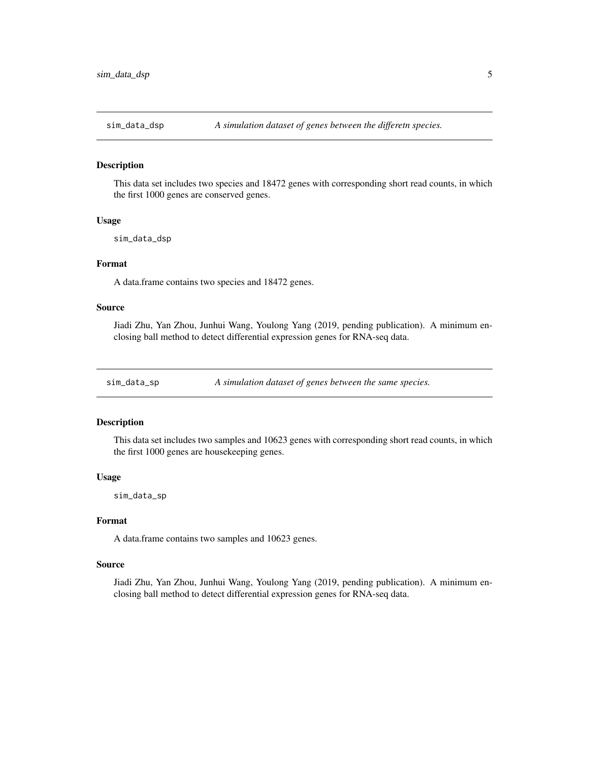## sim_data_dsp — *A simulation dataset of genes between the differetn species.*

### Description

This data set includes two species and 18472 genes with corresponding short read counts, in which the first 1000 genes are conserved genes.

### Usage

```
sim_data_dsp
```

### Format

A data.frame contains two species and 18472 genes.

### Source

Jiadi Zhu, Yan Zhou, Junhui Wang, Youlong Yang (2019, pending publication). A minimum enclosing ball method to detect differential expression genes for RNA-seq data.

## sim_data_sp — *A simulation dataset of genes between the same species.*

### Description

This data set includes two samples and 10623 genes with corresponding short read counts, in which the first 1000 genes are housekeeping genes.

### Usage

```
sim_data_sp
```

### Format

A data.frame contains two samples and 10623 genes.

### Source

Jiadi Zhu, Yan Zhou, Junhui Wang, Youlong Yang (2019, pending publication). A minimum enclosing ball method to detect differential expression genes for RNA-seq data.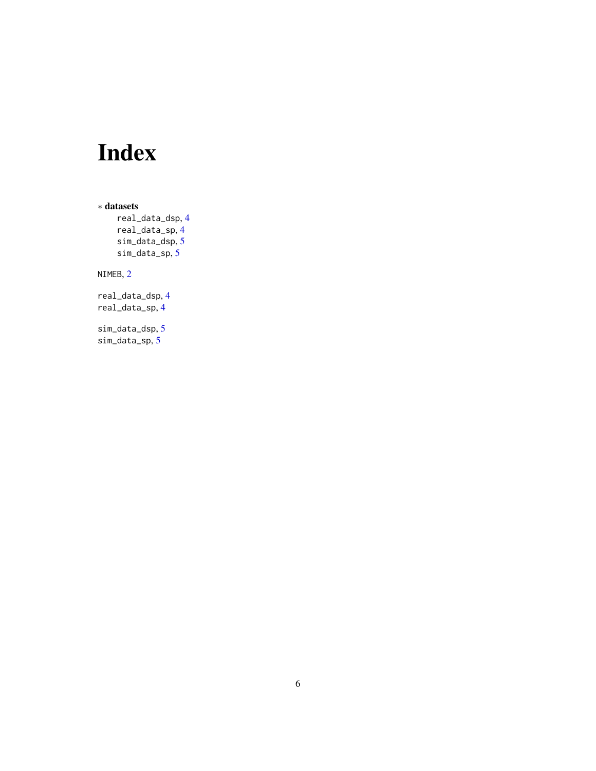# Index

∗ **datasets**
  real_data_dsp, 4
  real_data_sp, 4
  sim_data_dsp, 5
  sim_data_sp, 5

NIMEB, 2

real_data_dsp, 4
real_data_sp, 4

sim_data_dsp, 5
sim_data_sp, 5